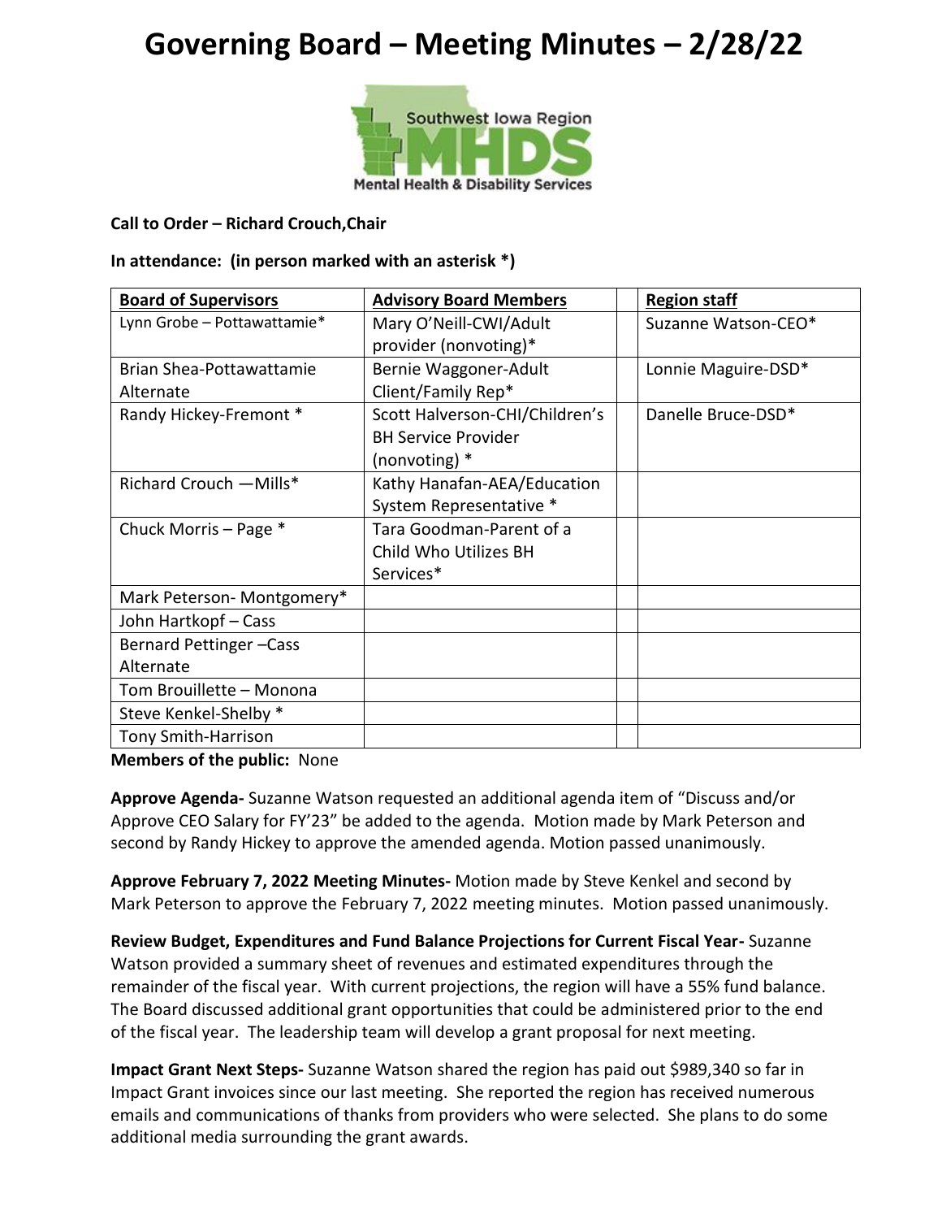# Governing Board – Meeting Minutes – 2/28/22

**Call to Order – Richard Crouch,Chair**

**In attendance: (in person marked with an asterisk *)**

| **Board of Supervisors** | **Advisory Board Members** | | **Region staff** |
|---|---|---|---|
| Lynn Grobe – Pottawattamie* | Mary O'Neill-CWI/Adult provider (nonvoting)* | | Suzanne Watson-CEO* |
| Brian Shea-Pottawattamie Alternate | Bernie Waggoner-Adult Client/Family Rep* | | Lonnie Maguire-DSD* |
| Randy Hickey-Fremont * | Scott Halverson-CHI/Children's BH Service Provider (nonvoting) * | | Danelle Bruce-DSD* |
| Richard Crouch —Mills* | Kathy Hanafan-AEA/Education System Representative * | | |
| Chuck Morris – Page * | Tara Goodman-Parent of a Child Who Utilizes BH Services* | | |
| Mark Peterson- Montgomery* | | | |
| John Hartkopf – Cass | | | |
| Bernard Pettinger –Cass Alternate | | | |
| Tom Brouillette – Monona | | | |
| Steve Kenkel-Shelby * | | | |
| Tony Smith-Harrison | | | |

**Members of the public:** None

**Approve Agenda-** Suzanne Watson requested an additional agenda item of "Discuss and/or Approve CEO Salary for FY'23" be added to the agenda. Motion made by Mark Peterson and second by Randy Hickey to approve the amended agenda. Motion passed unanimously.

**Approve February 7, 2022 Meeting Minutes-** Motion made by Steve Kenkel and second by Mark Peterson to approve the February 7, 2022 meeting minutes. Motion passed unanimously.

**Review Budget, Expenditures and Fund Balance Projections for Current Fiscal Year-** Suzanne Watson provided a summary sheet of revenues and estimated expenditures through the remainder of the fiscal year. With current projections, the region will have a 55% fund balance. The Board discussed additional grant opportunities that could be administered prior to the end of the fiscal year. The leadership team will develop a grant proposal for next meeting.

**Impact Grant Next Steps-** Suzanne Watson shared the region has paid out $989,340 so far in Impact Grant invoices since our last meeting. She reported the region has received numerous emails and communications of thanks from providers who were selected. She plans to do some additional media surrounding the grant awards.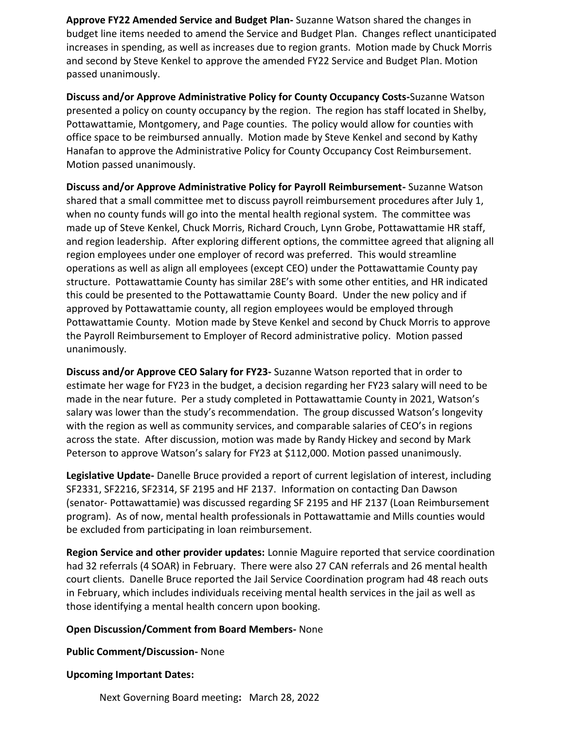**Approve FY22 Amended Service and Budget Plan-** Suzanne Watson shared the changes in budget line items needed to amend the Service and Budget Plan. Changes reflect unanticipated increases in spending, as well as increases due to region grants. Motion made by Chuck Morris and second by Steve Kenkel to approve the amended FY22 Service and Budget Plan. Motion passed unanimously.

**Discuss and/or Approve Administrative Policy for County Occupancy Costs-**Suzanne Watson presented a policy on county occupancy by the region. The region has staff located in Shelby, Pottawattamie, Montgomery, and Page counties. The policy would allow for counties with office space to be reimbursed annually. Motion made by Steve Kenkel and second by Kathy Hanafan to approve the Administrative Policy for County Occupancy Cost Reimbursement. Motion passed unanimously.

**Discuss and/or Approve Administrative Policy for Payroll Reimbursement-** Suzanne Watson shared that a small committee met to discuss payroll reimbursement procedures after July 1, when no county funds will go into the mental health regional system. The committee was made up of Steve Kenkel, Chuck Morris, Richard Crouch, Lynn Grobe, Pottawattamie HR staff, and region leadership. After exploring different options, the committee agreed that aligning all region employees under one employer of record was preferred. This would streamline operations as well as align all employees (except CEO) under the Pottawattamie County pay structure. Pottawattamie County has similar 28E's with some other entities, and HR indicated this could be presented to the Pottawattamie County Board. Under the new policy and if approved by Pottawattamie county, all region employees would be employed through Pottawattamie County. Motion made by Steve Kenkel and second by Chuck Morris to approve the Payroll Reimbursement to Employer of Record administrative policy. Motion passed unanimously.

**Discuss and/or Approve CEO Salary for FY23-** Suzanne Watson reported that in order to estimate her wage for FY23 in the budget, a decision regarding her FY23 salary will need to be made in the near future. Per a study completed in Pottawattamie County in 2021, Watson's salary was lower than the study's recommendation. The group discussed Watson's longevity with the region as well as community services, and comparable salaries of CEO's in regions across the state. After discussion, motion was made by Randy Hickey and second by Mark Peterson to approve Watson's salary for FY23 at $112,000. Motion passed unanimously.

**Legislative Update-** Danelle Bruce provided a report of current legislation of interest, including SF2331, SF2216, SF2314, SF 2195 and HF 2137. Information on contacting Dan Dawson (senator- Pottawattamie) was discussed regarding SF 2195 and HF 2137 (Loan Reimbursement program). As of now, mental health professionals in Pottawattamie and Mills counties would be excluded from participating in loan reimbursement.

**Region Service and other provider updates:** Lonnie Maguire reported that service coordination had 32 referrals (4 SOAR) in February. There were also 27 CAN referrals and 26 mental health court clients. Danelle Bruce reported the Jail Service Coordination program had 48 reach outs in February, which includes individuals receiving mental health services in the jail as well as those identifying a mental health concern upon booking.

**Open Discussion/Comment from Board Members-** None

**Public Comment/Discussion-** None

**Upcoming Important Dates:**

Next Governing Board meeting**:** March 28, 2022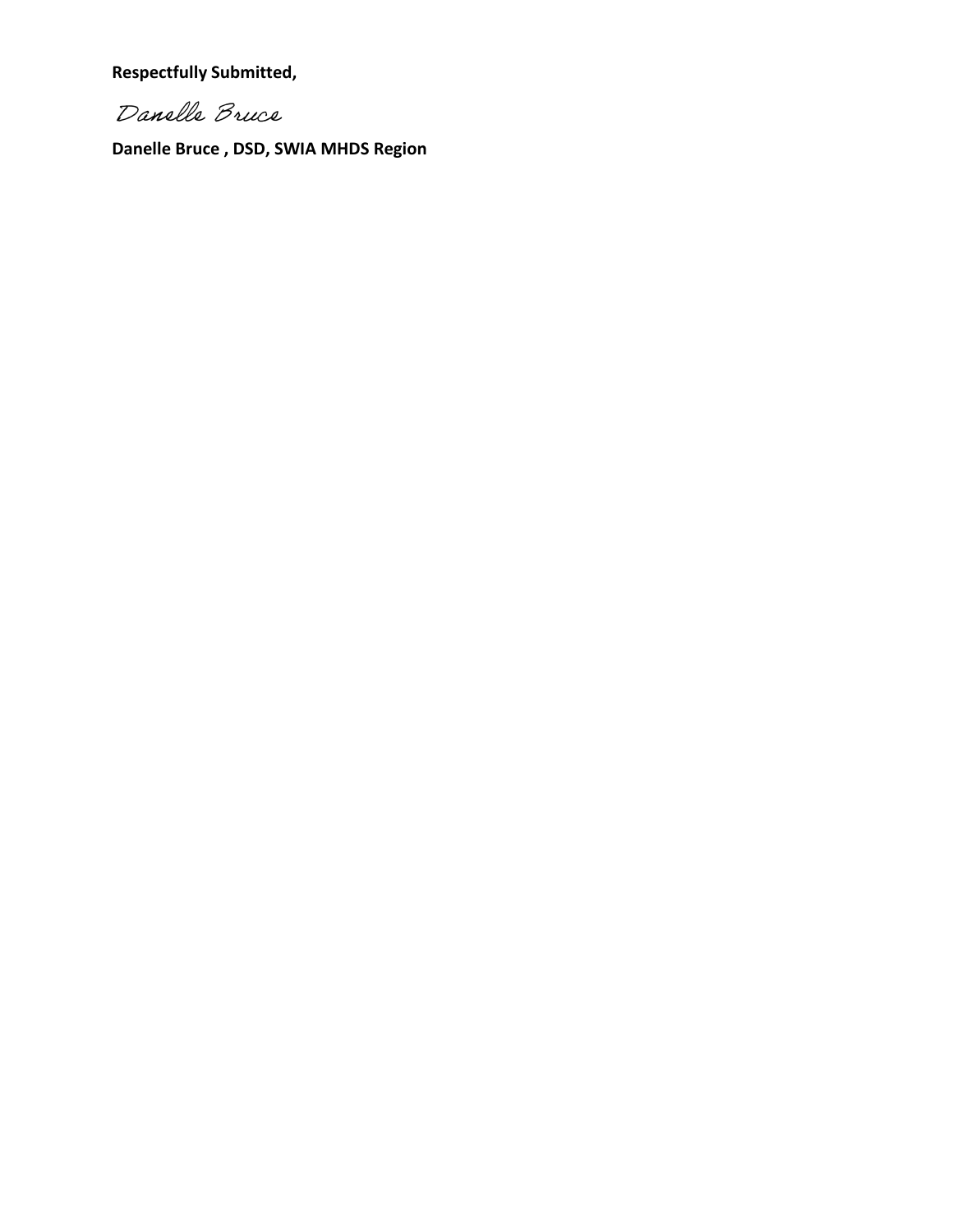**Respectfully Submitted,**

*Danelle Bruce*

**Danelle Bruce , DSD, SWIA MHDS Region**